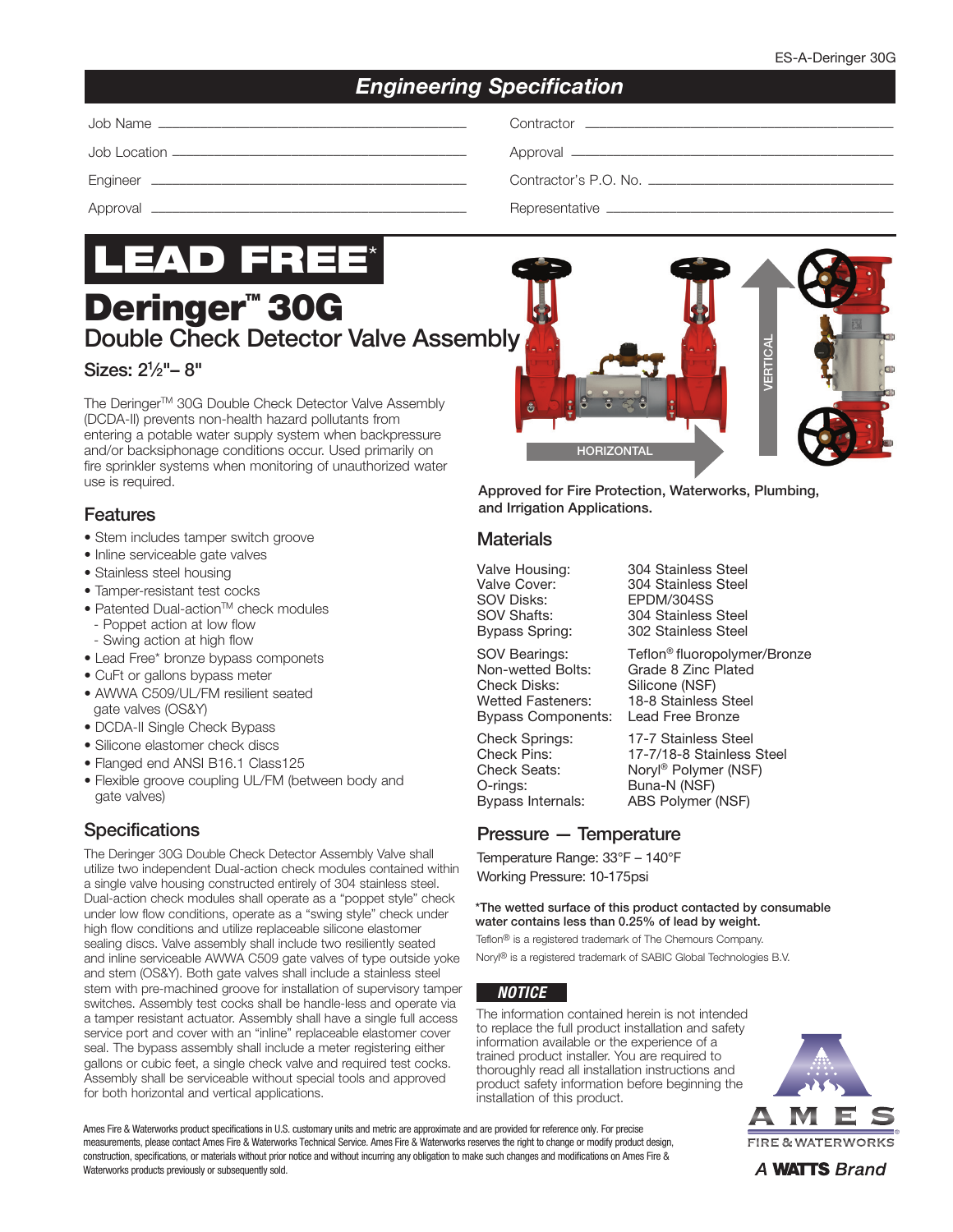ES-A-Deringer 30G

# Engineering Specification

| | | | |
|---|---|---|---|
| Job Name | | Contractor | |
| Job Location | | Approval | |
| Engineer | | Contractor's P.O. No. | |
| Approval | | Representative | |

# LEAD FREE*

# Deringer™ 30G

## Double Check Detector Valve Assembly

### Sizes: 2½"– 8"

The Deringer™ 30G Double Check Detector Valve Assembly (DCDA-II) prevents non-health hazard pollutants from entering a potable water supply system when backpressure and/or backsiphonage conditions occur. Used primarily on fire sprinkler systems when monitoring of unauthorized water use is required.

## Features

- Stem includes tamper switch groove
- Inline serviceable gate valves
- Stainless steel housing
- Tamper-resistant test cocks
- Patented Dual-action™ check modules
  - Poppet action at low flow
  - Swing action at high flow
- Lead Free* bronze bypass components
- CuFt or gallons bypass meter
- AWWA C509/UL/FM resilient seated gate valves (OS&Y)
- DCDA-II Single Check Bypass
- Silicone elastomer check discs
- Flanged end ANSI B16.1 Class125
- Flexible groove coupling UL/FM (between body and gate valves)

## Specifications

The Deringer 30G Double Check Detector Assembly Valve shall utilize two independent Dual-action check modules contained within a single valve housing constructed entirely of 304 stainless steel. Dual-action check modules shall operate as a "poppet style" check under low flow conditions, operate as a "swing style" check under high flow conditions and utilize replaceable silicone elastomer sealing discs. Valve assembly shall include two resiliently seated and inline serviceable AWWA C509 gate valves of type outside yoke and stem (OS&Y). Both gate valves shall include a stainless steel stem with pre-machined groove for installation of supervisory tamper switches. Assembly test cocks shall be handle-less and operate via a tamper resistant actuator. Assembly shall have a single full access service port and cover with an "inline" replaceable elastomer cover seal. The bypass assembly shall include a meter registering either gallons or cubic feet, a single check valve and required test cocks. Assembly shall be serviceable without special tools and approved for both horizontal and vertical applications.

HORIZONTAL

VERTICAL

**Approved for Fire Protection, Waterworks, Plumbing, and Irrigation Applications.**

## Materials

| | |
|---|---|
| Valve Housing: | 304 Stainless Steel |
| Valve Cover: | 304 Stainless Steel |
| SOV Disks: | EPDM/304SS |
| SOV Shafts: | 304 Stainless Steel |
| Bypass Spring: | 302 Stainless Steel |
| SOV Bearings: | Teflon® fluoropolymer/Bronze |
| Non-wetted Bolts: | Grade 8 Zinc Plated |
| Check Disks: | Silicone (NSF) |
| Wetted Fasteners: | 18-8 Stainless Steel |
| Bypass Components: | Lead Free Bronze |
| Check Springs: | 17-7 Stainless Steel |
| Check Pins: | 17-7/18-8 Stainless Steel |
| Check Seats: | Noryl® Polymer (NSF) |
| O-rings: | Buna-N (NSF) |
| Bypass Internals: | ABS Polymer (NSF) |

## Pressure — Temperature

Temperature Range: 33°F – 140°F

Working Pressure: 10-175psi

**\*The wetted surface of this product contacted by consumable water contains less than 0.25% of lead by weight.**

Teflon® is a registered trademark of The Chemours Company.

Noryl® is a registered trademark of SABIC Global Technologies B.V.

***NOTICE***

The information contained herein is not intended to replace the full product installation and safety information available or the experience of a trained product installer. You are required to thoroughly read all installation instructions and product safety information before beginning the installation of this product.

Ames Fire & Waterworks product specifications in U.S. customary units and metric are approximate and are provided for reference only. For precise measurements, please contact Ames Fire & Waterworks Technical Service. Ames Fire & Waterworks reserves the right to change or modify product design, construction, specifications, or materials without prior notice and without incurring any obligation to make such changes and modifications on Ames Fire & Waterworks products previously or subsequently sold.

AMES FIRE & WATERWORKS

A WATTS Brand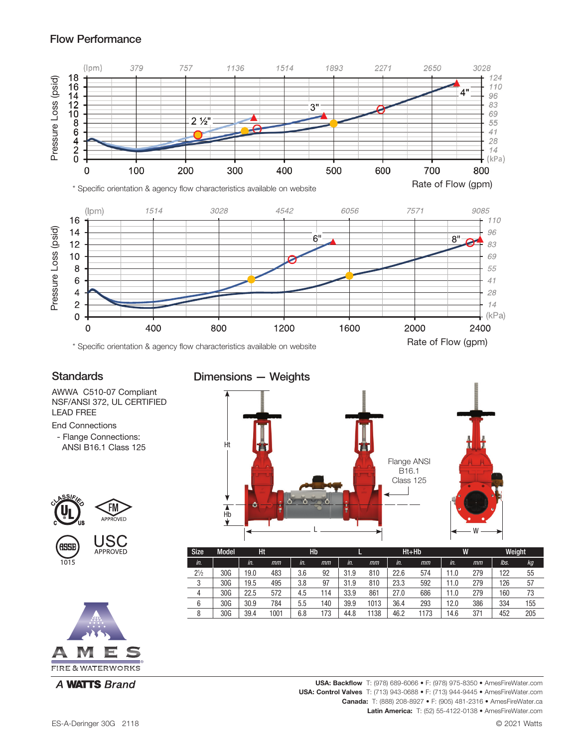## Flow Performance

(lpm) 379 757 1136 1514 1893 2271 2650 3028

Pressure Loss (psid) 18 16 14 12 10 8 6 4 2 0

124 110 96 83 69 55 41 28 14 (kPa)

2 ½" 3" 4"

0 100 200 300 400 500 600 700 800

Rate of Flow (gpm)

\* Specific orientation & agency flow characteristics available on website

(lpm) 1514 3028 4542 6056 7571 9085

Pressure Loss (psid) 16 14 12 10 8 6 4 2 0

110 96 83 69 55 41 28 14 (kPa)

6" 8"

0 400 800 1200 1600 2000 2400

Rate of Flow (gpm)

\* Specific orientation & agency flow characteristics available on website

## Standards

AWWA C510-07 Compliant
NSF/ANSI 372, UL CERTIFIED
LEAD FREE

End Connections

- Flange Connections:
  ANSI B16.1 Class 125

## Dimensions — Weights

Ht

Hb

L

W

Flange ANSI B16.1 Class 125

| Size | Model | Ht | | Hb | | L | | Ht+Hb | | W | | Weight | |
|---|---|---|---|---|---|---|---|---|---|---|---|---|---|
| in. | | in. | mm | in. | mm | in. | mm | in. | mm | in. | mm | lbs. | kg |
| 2½ | 30G | 19.0 | 483 | 3.6 | 92 | 31.9 | 810 | 22.6 | 574 | 11.0 | 279 | 122 | 55 |
| 3 | 30G | 19.5 | 495 | 3.8 | 97 | 31.9 | 810 | 23.3 | 592 | 11.0 | 279 | 126 | 57 |
| 4 | 30G | 22.5 | 572 | 4.5 | 114 | 33.9 | 861 | 27.0 | 686 | 11.0 | 279 | 160 | 73 |
| 6 | 30G | 30.9 | 784 | 5.5 | 140 | 39.9 | 1013 | 36.4 | 293 | 12.0 | 386 | 334 | 155 |
| 8 | 30G | 39.4 | 1001 | 6.8 | 173 | 44.8 | 1138 | 46.2 | 1173 | 14.6 | 371 | 452 | 205 |

AMES FIRE & WATERWORKS

A WATTS Brand

**USA: Backflow** T: (978) 689-6066 • F: (978) 975-8350 • AmesFireWater.com
**USA: Control Valves** T: (713) 943-0688 • F: (713) 944-9445 • AmesFireWater.com
**Canada:** T: (888) 208-8927 • F: (905) 481-2316 • AmesFireWater.ca
**Latin America:** T: (52) 55-4122-0138 • AmesFireWater.com

ES-A-Deringer 30G 2118

© 2021 Watts